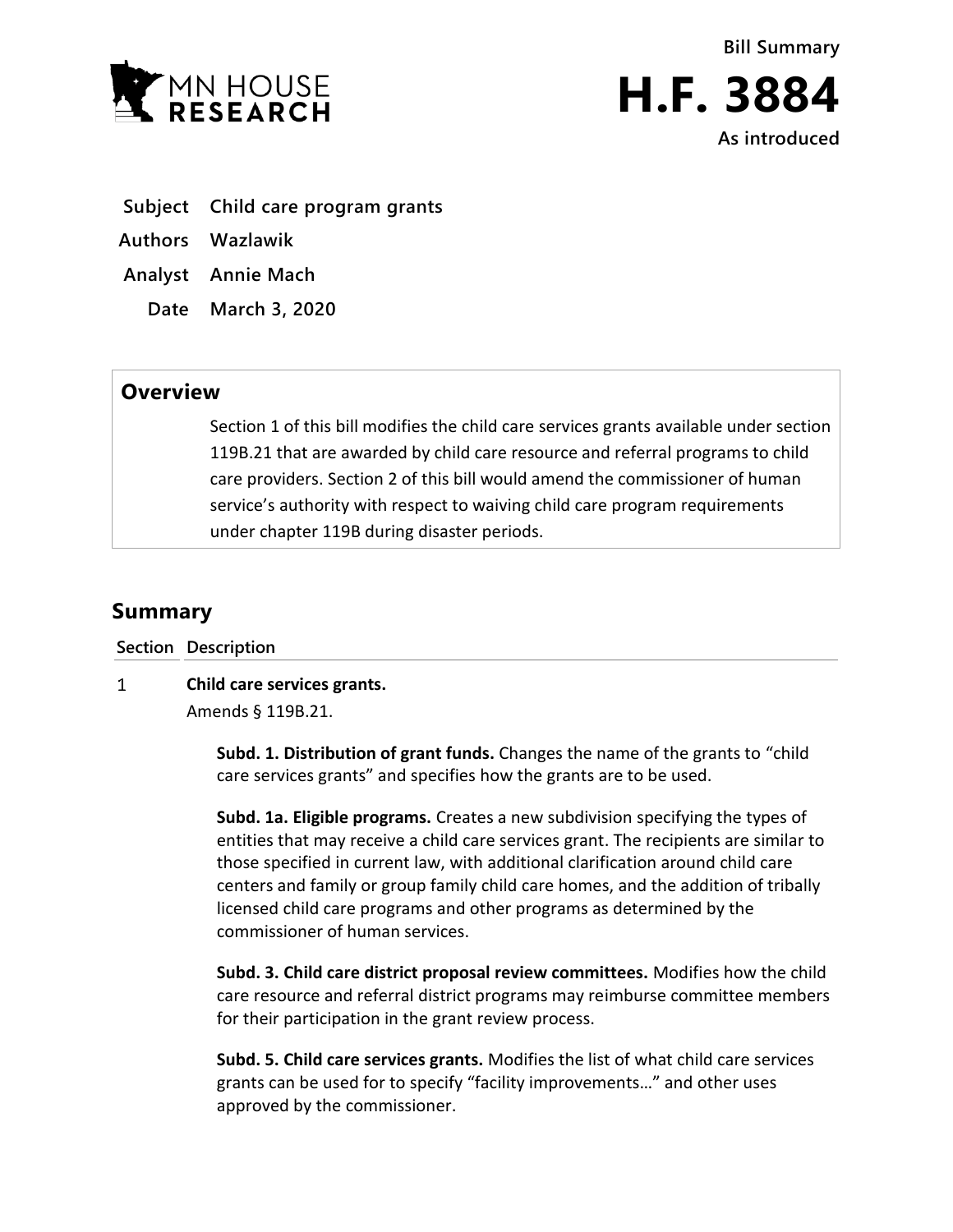MN HOUSE RESEARCH

Bill Summary

# H.F. 3884

As introduced

**Subject** Child care program grants

**Authors** Wazlawik

**Analyst** Annie Mach

**Date** March 3, 2020

## Overview

Section 1 of this bill modifies the child care services grants available under section 119B.21 that are awarded by child care resource and referral programs to child care providers. Section 2 of this bill would amend the commissioner of human service's authority with respect to waiving child care program requirements under chapter 119B during disaster periods.

## Summary

| Section | Description |
| --- | --- |
| 1 | **Child care services grants.** |

Amends § 119B.21.

**Subd. 1. Distribution of grant funds.** Changes the name of the grants to "child care services grants" and specifies how the grants are to be used.

**Subd. 1a. Eligible programs.** Creates a new subdivision specifying the types of entities that may receive a child care services grant. The recipients are similar to those specified in current law, with additional clarification around child care centers and family or group family child care homes, and the addition of tribally licensed child care programs and other programs as determined by the commissioner of human services.

**Subd. 3. Child care district proposal review committees.** Modifies how the child care resource and referral district programs may reimburse committee members for their participation in the grant review process.

**Subd. 5. Child care services grants.** Modifies the list of what child care services grants can be used for to specify "facility improvements…" and other uses approved by the commissioner.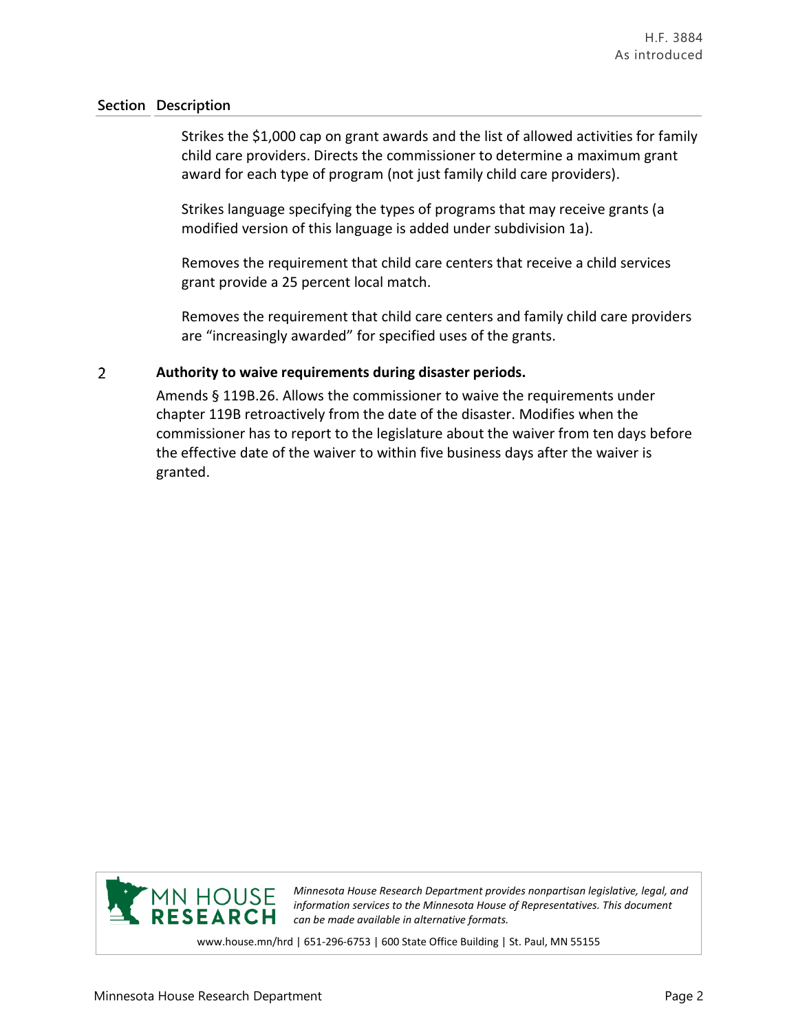| Section | Description |
|---|---|
| | Strikes the $1,000 cap on grant awards and the list of allowed activities for family child care providers. Directs the commissioner to determine a maximum grant award for each type of program (not just family child care providers).<br><br>Strikes language specifying the types of programs that may receive grants (a modified version of this language is added under subdivision 1a).<br><br>Removes the requirement that child care centers that receive a child services grant provide a 25 percent local match.<br><br>Removes the requirement that child care centers and family child care providers are "increasingly awarded" for specified uses of the grants. |
| 2 | **Authority to waive requirements during disaster periods.**<br><br>Amends § 119B.26. Allows the commissioner to waive the requirements under chapter 119B retroactively from the date of the disaster. Modifies when the commissioner has to report to the legislature about the waiver from ten days before the effective date of the waiver to within five business days after the waiver is granted. |

MN HOUSE RESEARCH

*Minnesota House Research Department provides nonpartisan legislative, legal, and information services to the Minnesota House of Representatives. This document can be made available in alternative formats.*

www.house.mn/hrd | 651-296-6753 | 600 State Office Building | St. Paul, MN 55155